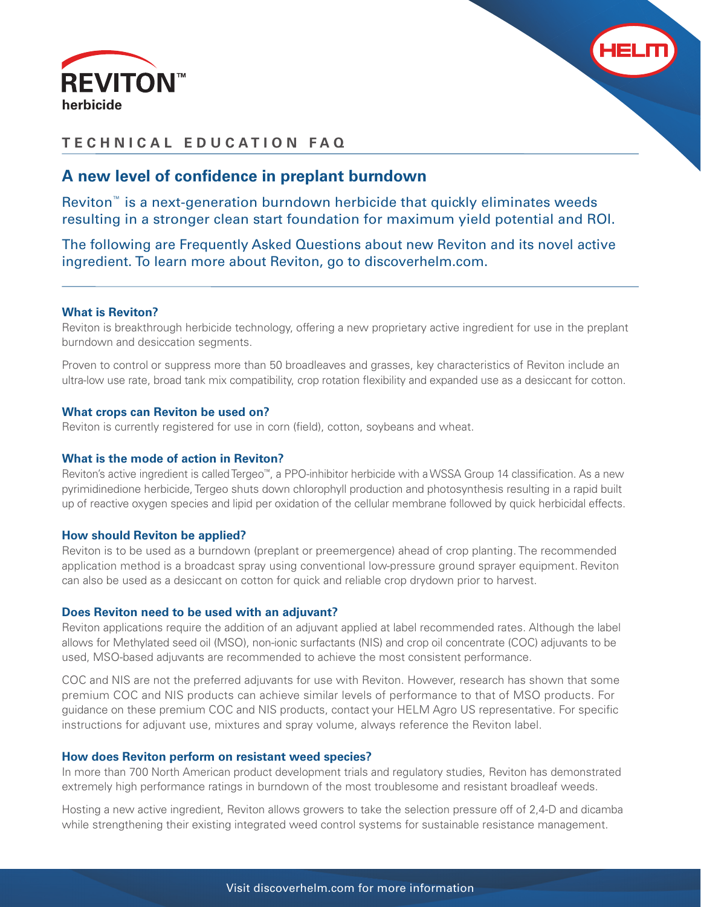# REVITON™ herbicide

HELM

## TECHNICAL EDUCATION FAQ

## A new level of confidence in preplant burndown

Reviton™ is a next-generation burndown herbicide that quickly eliminates weeds resulting in a stronger clean start foundation for maximum yield potential and ROI.

The following are Frequently Asked Questions about new Reviton and its novel active ingredient. To learn more about Reviton, go to discoverhelm.com.

### What is Reviton?

Reviton is breakthrough herbicide technology, offering a new proprietary active ingredient for use in the preplant burndown and desiccation segments.

Proven to control or suppress more than 50 broadleaves and grasses, key characteristics of Reviton include an ultra-low use rate, broad tank mix compatibility, crop rotation flexibility and expanded use as a desiccant for cotton.

### What crops can Reviton be used on?

Reviton is currently registered for use in corn (field), cotton, soybeans and wheat.

### What is the mode of action in Reviton?

Reviton's active ingredient is called Tergeo™, a PPO-inhibitor herbicide with a WSSA Group 14 classification. As a new pyrimidinedione herbicide, Tergeo shuts down chlorophyll production and photosynthesis resulting in a rapid built up of reactive oxygen species and lipid per oxidation of the cellular membrane followed by quick herbicidal effects.

### How should Reviton be applied?

Reviton is to be used as a burndown (preplant or preemergence) ahead of crop planting. The recommended application method is a broadcast spray using conventional low-pressure ground sprayer equipment. Reviton can also be used as a desiccant on cotton for quick and reliable crop drydown prior to harvest.

### Does Reviton need to be used with an adjuvant?

Reviton applications require the addition of an adjuvant applied at label recommended rates. Although the label allows for Methylated seed oil (MSO), non-ionic surfactants (NIS) and crop oil concentrate (COC) adjuvants to be used, MSO-based adjuvants are recommended to achieve the most consistent performance.

COC and NIS are not the preferred adjuvants for use with Reviton. However, research has shown that some premium COC and NIS products can achieve similar levels of performance to that of MSO products. For guidance on these premium COC and NIS products, contact your HELM Agro US representative. For specific instructions for adjuvant use, mixtures and spray volume, always reference the Reviton label.

### How does Reviton perform on resistant weed species?

In more than 700 North American product development trials and regulatory studies, Reviton has demonstrated extremely high performance ratings in burndown of the most troublesome and resistant broadleaf weeds.

Hosting a new active ingredient, Reviton allows growers to take the selection pressure off of 2,4-D and dicamba while strengthening their existing integrated weed control systems for sustainable resistance management.

Visit discoverhelm.com for more information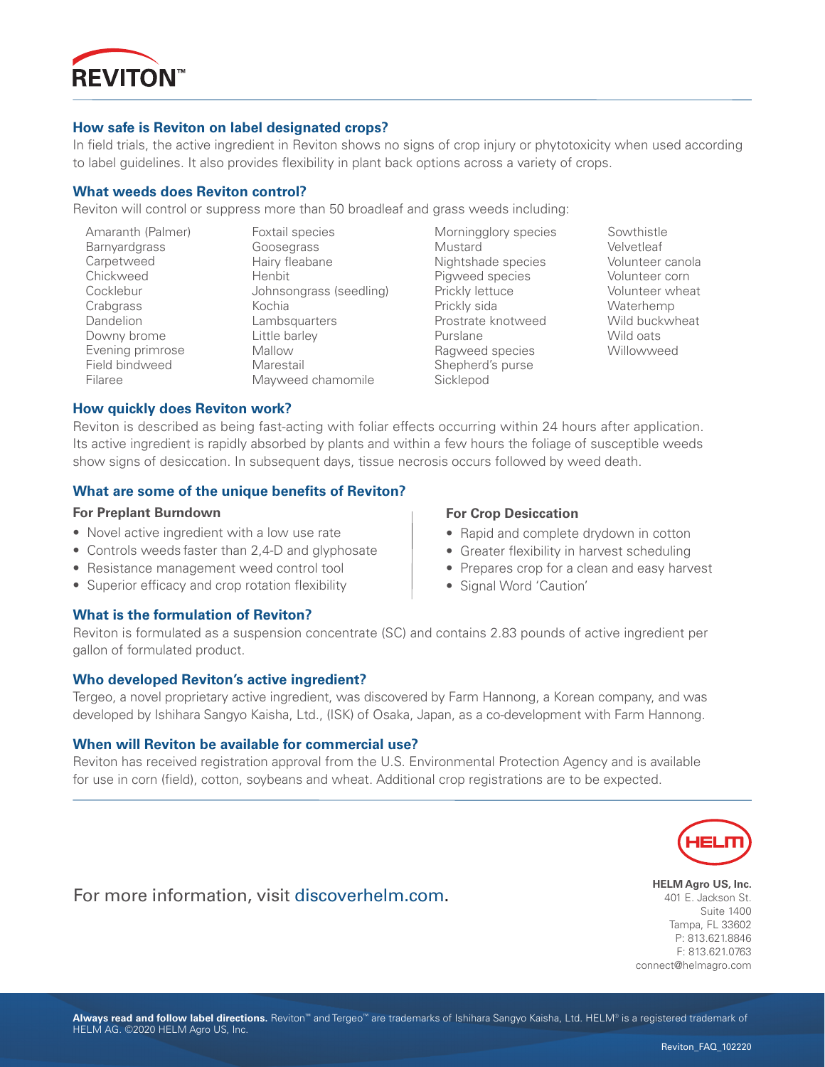# REVITON™

### How safe is Reviton on label designated crops?

In field trials, the active ingredient in Reviton shows no signs of crop injury or phytotoxicity when used according to label guidelines. It also provides flexibility in plant back options across a variety of crops.

### What weeds does Reviton control?

Reviton will control or suppress more than 50 broadleaf and grass weeds including:

- Amaranth (Palmer)
- Barnyardgrass
- Carpetweed
- Chickweed
- Cocklebur
- Crabgrass
- Dandelion
- Downy brome
- Evening primrose
- Field bindweed
- Filaree
- Foxtail species
- Goosegrass
- Hairy fleabane
- Henbit
- Johnsongrass (seedling)
- Kochia
- Lambsquarters
- Little barley
- Mallow
- Marestail
- Mayweed chamomile
- Morningglory species
- Mustard
- Nightshade species
- Pigweed species
- Prickly lettuce
- Prickly sida
- Prostrate knotweed
- Purslane
- Ragweed species
- Shepherd's purse
- Sicklepod
- Sowthistle
- Velvetleaf
- Volunteer canola
- Volunteer corn
- Volunteer wheat
- Waterhemp
- Wild buckwheat
- Wild oats
- Willowweed

### How quickly does Reviton work?

Reviton is described as being fast-acting with foliar effects occurring within 24 hours after application. Its active ingredient is rapidly absorbed by plants and within a few hours the foliage of susceptible weeds show signs of desiccation. In subsequent days, tissue necrosis occurs followed by weed death.

### What are some of the unique benefits of Reviton?

**For Preplant Burndown**

- Novel active ingredient with a low use rate
- Controls weeds faster than 2,4-D and glyphosate
- Resistance management weed control tool
- Superior efficacy and crop rotation flexibility

**For Crop Desiccation**

- Rapid and complete drydown in cotton
- Greater flexibility in harvest scheduling
- Prepares crop for a clean and easy harvest
- Signal Word 'Caution'

### What is the formulation of Reviton?

Reviton is formulated as a suspension concentrate (SC) and contains 2.83 pounds of active ingredient per gallon of formulated product.

### Who developed Reviton's active ingredient?

Tergeo, a novel proprietary active ingredient, was discovered by Farm Hannong, a Korean company, and was developed by Ishihara Sangyo Kaisha, Ltd., (ISK) of Osaka, Japan, as a co-development with Farm Hannong.

### When will Reviton be available for commercial use?

Reviton has received registration approval from the U.S. Environmental Protection Agency and is available for use in corn (field), cotton, soybeans and wheat. Additional crop registrations are to be expected.

For more information, visit discoverhelm.com.

HELM

**HELM Agro US, Inc.**
401 E. Jackson St.
Suite 1400
Tampa, FL 33602
P: 813.621.8846
F: 813.621.0763
connect@helmagro.com

**Always read and follow label directions.** Reviton™ and Tergeo™ are trademarks of Ishihara Sangyo Kaisha, Ltd. HELM® is a registered trademark of HELM AG. ©2020 HELM Agro US, Inc.

Reviton_FAQ_102220